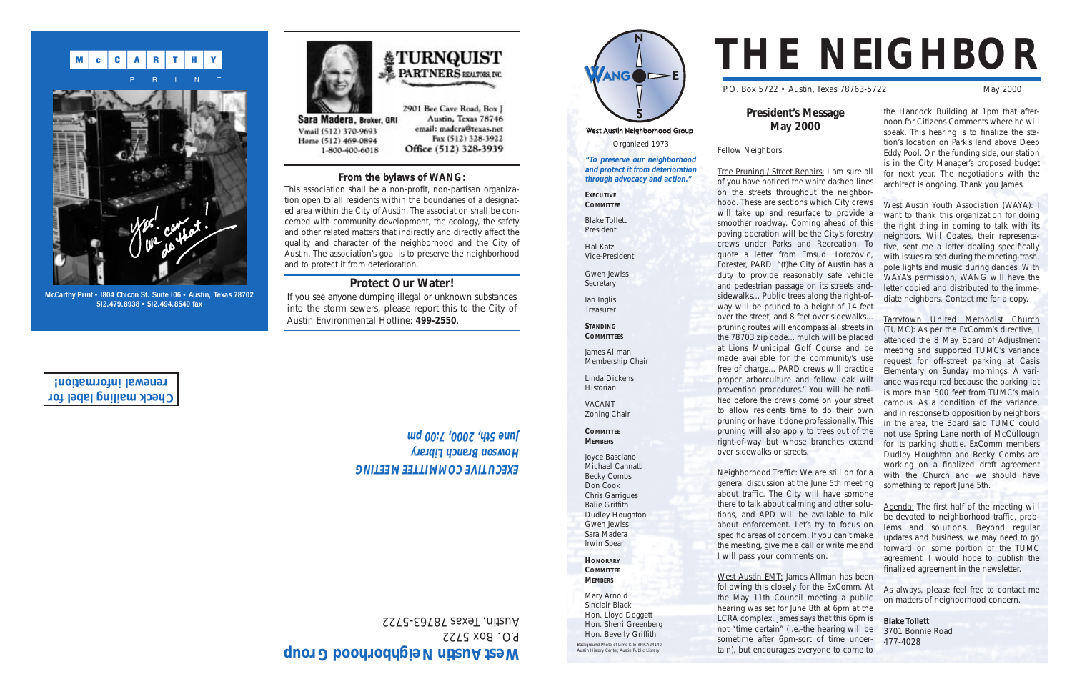# THE NEIGHBOR

P.O. Box 5722 • Austin, Texas 78763-5722

May 2000

West Austin Neighborhood Group

Organized 1973

*"To preserve our neighborhood and protect it from deterioration through advocacy and action."*

**EXECUTIVE COMMITTEE**

Blake Tollett
President

Hal Katz
Vice-President

Gwen Jewiss
Secretary

Ian Inglis
Treasurer

**STANDING COMMITTEES**

James Allman
Membership Chair

Linda Dickens
Historian

VACANT
Zoning Chair

**COMMITTEE MEMBERS**

Joyce Basciano
Michael Cannatti
Becky Combs
Don Cook
Chris Garrigues
Balie Griffith
Dudley Houghton
Gwen Jewiss
Sara Madera
Irwin Spear

**HONORARY COMMITTEE MEMBERS**

Mary Arnold
Sinclair Black
Hon. Lloyd Doggett
Hon. Sherri Greenberg
Hon. Beverly Griffith

Background Photo of Lime Kiln #PICA24140, Austin History Center, Austin Public Library

## President's Message May 2000

Fellow Neighbors:

Tree Pruning / Street Repairs: I am sure all of you have noticed the white dashed lines on the streets throughout the neighborhood. These are sections which City crews will take up and resurface to provide a smoother roadway. Coming ahead of this paving operation will be the City's forestry crews under Parks and Recreation. To quote a letter from Emsud Horozovic, Forester, PARD, "(t)he City of Austin has a duty to provide reasonably safe vehicle and pedestrian passage on its streets and sidewalks... Public trees along the right-of-way will be pruned to a height of 14 feet over the street, and 8 feet over sidewalks... pruning routes will encompass all streets in the 78703 zip code... mulch will be placed at Lions Municipal Golf Course and be made available for the community's use free of charge... PARD crews will practice proper arborculture and follow oak wilt prevention procedures." You will be notified before the crews come on your street to allow residents time to do their own pruning or have it done professionally. This pruning will also apply to trees out of the right-of-way but whose branches extend over sidewalks or streets.

Neighborhood Traffic: We are still on for a general discussion at the June 5th meeting about traffic. The City will have somone there to talk about calming and other solutions, and APD will be available to talk about enforcement. Let's try to focus on specific areas of concern. If you can't make the meeting, give me a call or write me and I will pass your comments on.

West Austin EMT: James Allman has been following this closely for the ExComm. At the May 11th Council meeting a public hearing was set for June 8th at 6pm at the LCRA complex. James says that this 6pm is not "time certain" (i.e.-the hearing will be sometime after 6pm-sort of time uncertain), but encourages everyone to come to the Hancock Building at 1pm that afternoon for Citizens Comments where he will speak. This hearing is to finalize the station's location on Park's land above Deep Eddy Pool. On the funding side, our station is in the City Manager's proposed budget for next year. The negotiations with the architect is ongoing. Thank you James.

West Austin Youth Association (WAYA): I want to thank this organization for doing the right thing in coming to talk with its neighbors. Will Coates, their representative, sent me a letter dealing specifically with issues raised during the meeting-trash, pole lights and music during dances. With WAYA's permission, WANG will have the letter copied and distributed to the immediate neighbors. Contact me for a copy.

Tarrytown United Methodist Church (TUMC): As per the ExComm's directive, I attended the 8 May Board of Adjustment meeting and supported TUMC's variance request for off-street parking at Casis Elementary on Sunday mornings. A variance was required because the parking lot is more than 500 feet from TUMC's main campus. As a condition of the variance, and in response to opposition by neighbors in the area, the Board said TUMC could not use Spring Lane north of McCullough for its parking shuttle. ExComm members Dudley Houghton and Becky Combs are working on a finalized draft agreement with the Church and we should have something to report June 5th.

Agenda: The first half of the meeting will be devoted to neighborhood traffic, problems and solutions. Beyond regular updates and business, we may need to go forward on some portion of the TUMC agreement. I would hope to publish the finalized agreement in the newsletter.

As always, please feel free to contact me on matters of neighborhood concern.

**Blake Tollett**
3701 Bonnie Road
477-4028

---

McCarthy Print

*Yes! We can do that!*

McCarthy Print • 1804 Chicon St. Suite 106 • Austin, Texas 78702
512.479.8938 • 512.494.8540 fax

---

TURNQUIST PARTNERS REALTORS, INC.

**Sara Madera**, Broker, GRI
Vmail (512) 370-9693
Home (512) 469-0894
1-800-400-6018

2901 Bee Cave Road, Box J
Austin, Texas 78746
email: madera@texas.net
Fax (512) 328-3922
Office (512) 328-3939

---

### From the bylaws of WANG:

This association shall be a non-profit, non-partisan organization open to all residents within the boundaries of a designated area within the City of Austin. The association shall be concerned with community development, the ecology, the safety and other related matters that indirectly and directly affect the quality and character of the neighborhood and the City of Austin. The association's goal is to preserve the neighborhood and to protect it from deterioration.

### Protect Our Water!

If you see anyone dumping illegal or unknown substances into the storm sewers, please report this to the City of Austin Environmental Hotline: **499-2550**.

---

**Check mailing label for renewal information!**

***EXECUTIVE COMMITTEE MEETING***
***Howson Branch Library***
***June 5th, 2000, 7:00 pm***

**West Austin Neighborhood Group**
P.O. Box 5722
Austin, Texas 78763-5722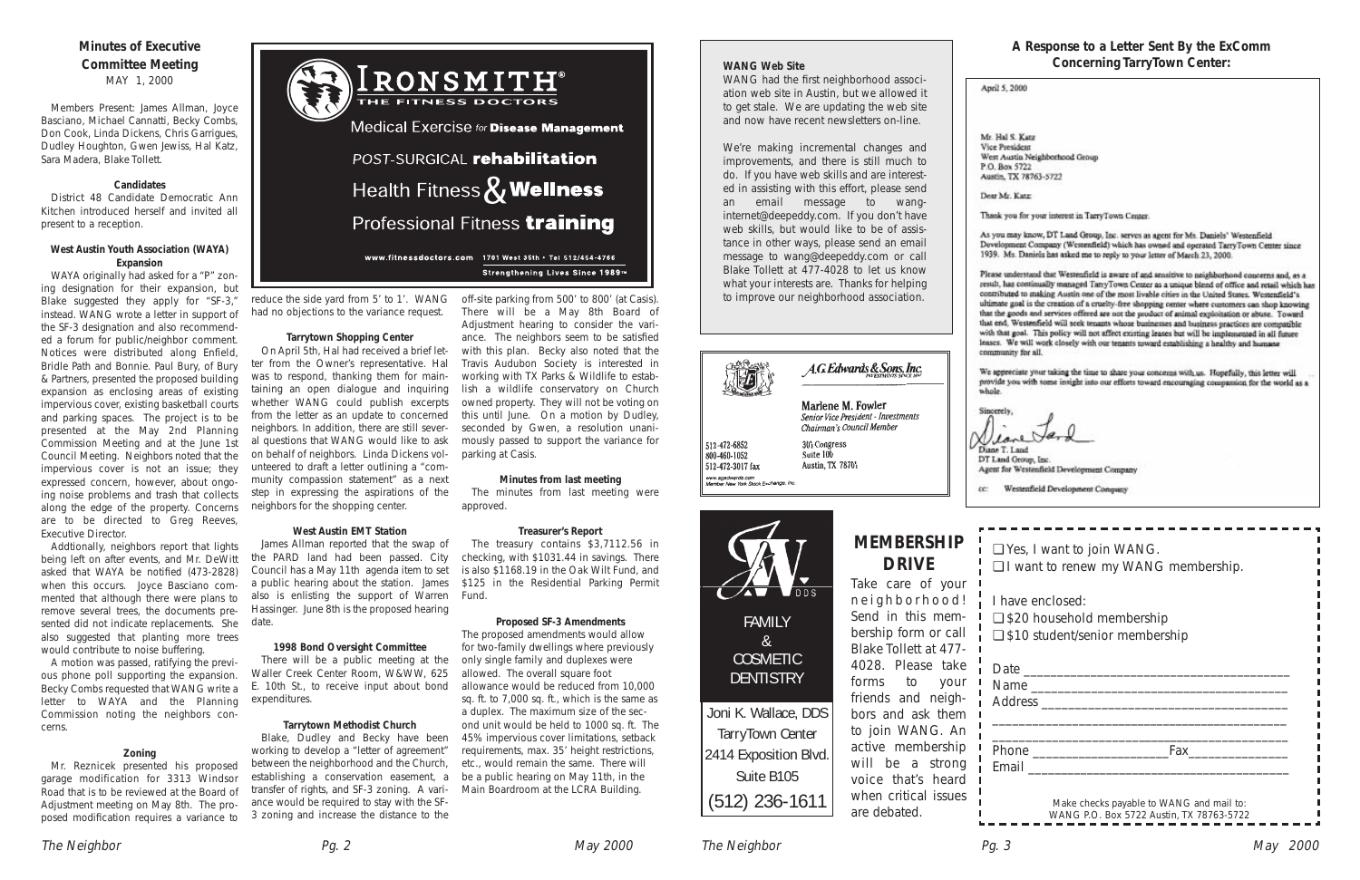## Minutes of Executive Committee Meeting

MAY 1, 2000

Members Present: James Allman, Joyce Basciano, Michael Cannatti, Becky Combs, Don Cook, Linda Dickens, Chris Garrigues, Dudley Houghton, Gwen Jewiss, Hal Katz, Sara Madera, Blake Tollett.

### Candidates

District 48 Candidate Democratic Ann Kitchen introduced herself and invited all present to a reception.

### West Austin Youth Association (WAYA) Expansion

WAYA originally had asked for a "P" zoning designation for their expansion, but Blake suggested they apply for "SF-3," instead. WANG wrote a letter in support of the SF-3 designation and also recommended a forum for public/neighbor comment. Notices were distributed along Enfield, Bridle Path and Bonnie. Paul Bury, of Bury & Partners, presented the proposed building expansion as enclosing areas of existing impervious cover, existing basketball courts and parking spaces. The project is to be presented at the May 2nd Planning Commission Meeting and at the June 1st Council Meeting. Neighbors noted that the impervious cover is not an issue; they expressed concern, however, about ongoing noise problems and trash that collects along the edge of the property. Concerns are to be directed to Greg Reeves, Executive Director.

Addtionally, neighbors report that lights being left on after events, and Mr. DeWitt asked that WAYA be notified (473-2828) when this occurs. Joyce Basciano commented that although there were plans to remove several trees, the documents presented did not indicate replacements. She also suggested that planting more trees would contribute to noise buffering.

A motion was passed, ratifying the previous phone poll supporting the expansion. Becky Combs requested that WANG write a letter to WAYA and the Planning Commission noting the neighbors concerns.

### Zoning

Mr. Reznicek presented his proposed garage modification for 3313 Windsor Road that is to be reviewed at the Board of Adjustment meeting on May 8th. The proposed modification requires a variance to reduce the side yard from 5' to 1'. WANG had no objections to the variance request.

### Tarrytown Shopping Center

On April 5th, Hal had received a brief letter from the Owner's representative. Hal was to respond, thanking them for maintaining an open dialogue and inquiring whether WANG could publish excerpts from the letter as an update to concerned neighbors. In addition, there are still several questions that WANG would like to ask on behalf of neighbors. Linda Dickens volunteered to draft a letter outlining a "community compassion statement" as a next step in expressing the aspirations of the neighbors for the shopping center.

### West Austin EMT Station

James Allman reported that the swap of the PARD land had been passed. City Council has a May 11th agenda item to set a public hearing about the station. James also is enlisting the support of Warren Hassinger. June 8th is the proposed hearing date.

### 1998 Bond Oversight Committee

There will be a public meeting at the Waller Creek Center Room, W&WW, 625 E. 10th St., to receive input about bond expenditures.

### Tarrytown Methodist Church

Blake, Dudley and Becky have been working to develop a "letter of agreement" between the neighborhood and the Church, establishing a conservation easement, a transfer of rights, and SF-3 zoning. A variance would be required to stay with the SF-3 zoning and increase the distance to the off-site parking from 500' to 800' (at Casis). There will be a May 8th Board of Adjustment hearing to consider the variance. The neighbors seem to be satisfied with this plan. Becky also noted that the Travis Audubon Society is interested in working with TX Parks & Wildlife to establish a wildlife conservatory on Church owned property. They will not be voting on this until June. On a motion by Dudley, seconded by Gwen, a resolution unanimously passed to support the variance for parking at Casis.

### Minutes from last meeting

The minutes from last meeting were approved.

### Treasurer's Report

The treasury contains $3,7112.56 in checking, with $1031.44 in savings. There is also $1168.19 in the Oak Wilt Fund, and $125 in the Residential Parking Permit Fund.

### Proposed SF-3 Amendments

The proposed amendments would allow for two-family dwellings where previously only single family and duplexes were allowed. The overall square foot allowance would be reduced from 10,000 sq. ft. to 7,000 sq. ft., which is the same as a duplex. The maximum size of the second unit would be held to 1000 sq. ft. The 45% impervious cover limitations, setback requirements, max. 35' height restrictions, etc., would remain the same. There will be a public hearing on May 11th, in the Main Boardroom at the LCRA Building.

---

**IRONSMITH®** THE FITNESS DOCTORS

Medical Exercise for **Disease Management**

POST-SURGICAL **rehabilitation**

Health Fitness & **Wellness**

Professional Fitness **training**

www.fitnessdoctors.com 1701 West 35th • Tel 512/454-4766

Strengthening Lives Since 1989™

---

### WANG Web Site

WANG had the first neighborhood association web site in Austin, but we allowed it to get stale. We are updating the web site and now have recent newsletters on-line.

We're making incremental changes and improvements, and there is still much to do. If you have web skills and are interested in assisting with this effort, please send an email message to wang-internet@deepeddy.com. If you don't have web skills, but would like to be of assistance in other ways, please send an email message to wang@deepeddy.com or call Blake Tollett at 477-4028 to let us know what your interests are. Thanks for helping to improve our neighborhood association.

---

A.G. Edwards & Sons, Inc.

Marlene M. Fowler
Senior Vice President - Investments
Chairman's Council Member

512-472-6852
800-460-1052
512-472-3017 fax

301 Congress
Suite 100
Austin, TX 78701

www.agedwards.com
Member New York Stock Exchange, Inc.

---

FAMILY & COSMETIC DENTISTRY

Joni K. Wallace, DDS
TarryTown Center
2414 Exposition Blvd.
Suite B105
(512) 236-1611

---

## MEMBERSHIP DRIVE

Take care of your neighborhood! Send in this membership form or call Blake Tollett at 477-4028. Please take forms to your friends and neighbors and ask them to join WANG. An active membership will be a strong voice that's heard when critical issues are debated.

❑ Yes, I want to join WANG.
❑ I want to renew my WANG membership.

I have enclosed:
❑ $20 household membership
❑ $10 student/senior membership

Date ____________________
Name ____________________
Address ____________________
____________________
____________________
Phone ____________ Fax ____________
Email ____________________

Make checks payable to WANG and mail to:
WANG P.O. Box 5722 Austin, TX 78763-5722

---

## A Response to a Letter Sent By the ExComm Concerning TarryTown Center:

April 5, 2000

Mr. Hal S. Katz
Vice President
West Austin Neighborhood Group
P.O. Box 5722
Austin, TX 78763-5722

Dear Mr. Katz:

Thank you for your interest in TarryTown Center.

As you may know, DT Land Group, Inc. serves as agent for Ms. Daniels' Westenfield Development Company (Westenfield) which has owned and operated TarryTown Center since 1939. Ms. Daniels has asked me to reply to your letter of March 23, 2000.

Please understand that Westenfield is aware of and sensitive to neighborhood concerns and, as a result, has continually managed TarryTown Center as a unique blend of office and retail which has contributed to making Austin one of the most livable cities in the United States. Westenfield's ultimate goal is the creation of a cruelty-free shopping center where customers can shop knowing that the goods and services offered are not the product of animal exploitation or abuse. Toward that end, Westenfield will seek tenants whose businesses and business practices are compatible with that goal. This policy will not affect existing leases but will be implemented in all future leases. We will work closely with our tenants toward establishing a healthy and humane community for all.

We appreciate your taking the time to share your concerns with us. Hopefully, this letter will provide you with some insight into our efforts toward encouraging compassion for the world as a whole.

Sincerely,

Diane T. Land
DT Land Group, Inc.
Agent for Westenfield Development Company

cc: Westenfield Development Company